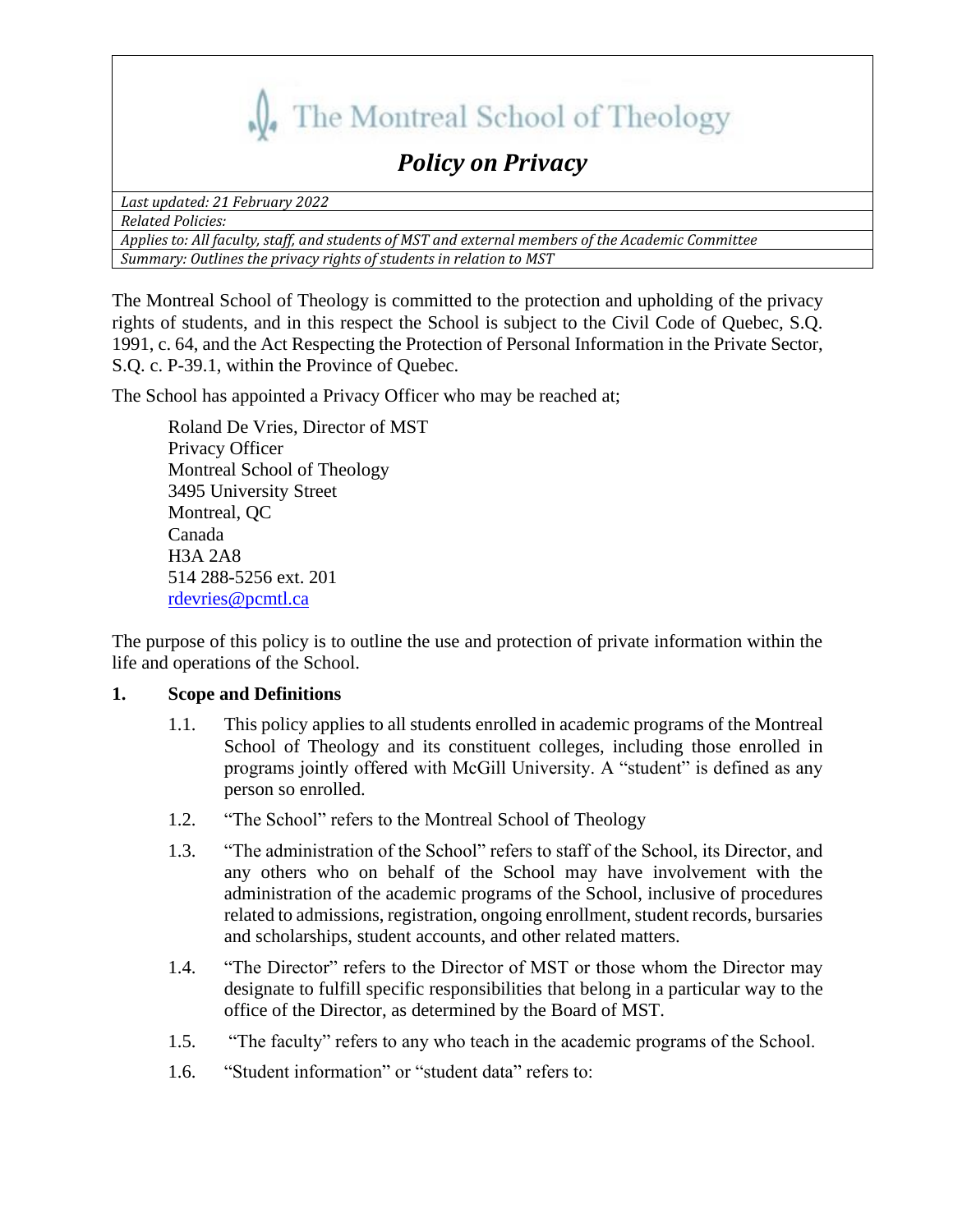# The Montreal School of Theology

## *Policy on Privacy*

| |
|---|
| *Last updated: 21 February 2022* |
| *Related Policies:* |
| *Applies to: All faculty, staff, and students of MST and external members of the Academic Committee* |
| *Summary: Outlines the privacy rights of students in relation to MST* |

The Montreal School of Theology is committed to the protection and upholding of the privacy rights of students, and in this respect the School is subject to the Civil Code of Quebec, S.Q. 1991, c. 64, and the Act Respecting the Protection of Personal Information in the Private Sector, S.Q. c. P-39.1, within the Province of Quebec.

The School has appointed a Privacy Officer who may be reached at;

> Roland De Vries, Director of MST
> Privacy Officer
> Montreal School of Theology
> 3495 University Street
> Montreal, QC
> Canada
> H3A 2A8
> 514 288-5256 ext. 201
> rdevries@pcmtl.ca

The purpose of this policy is to outline the use and protection of private information within the life and operations of the School.

**1. Scope and Definitions**

1.1. This policy applies to all students enrolled in academic programs of the Montreal School of Theology and its constituent colleges, including those enrolled in programs jointly offered with McGill University. A "student" is defined as any person so enrolled.

1.2. "The School" refers to the Montreal School of Theology

1.3. "The administration of the School" refers to staff of the School, its Director, and any others who on behalf of the School may have involvement with the administration of the academic programs of the School, inclusive of procedures related to admissions, registration, ongoing enrollment, student records, bursaries and scholarships, student accounts, and other related matters.

1.4. "The Director" refers to the Director of MST or those whom the Director may designate to fulfill specific responsibilities that belong in a particular way to the office of the Director, as determined by the Board of MST.

1.5. "The faculty" refers to any who teach in the academic programs of the School.

1.6. "Student information" or "student data" refers to: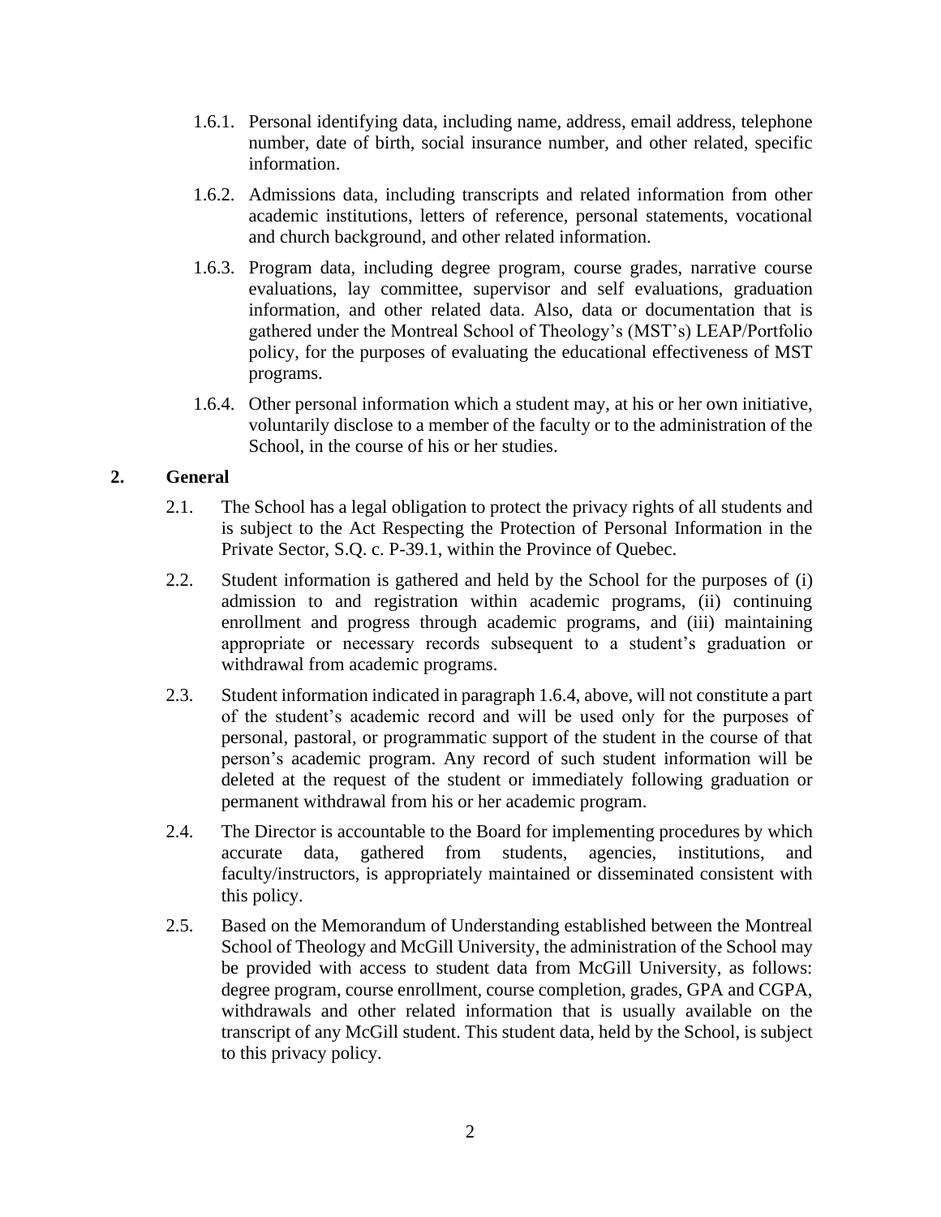1.6.1. Personal identifying data, including name, address, email address, telephone number, date of birth, social insurance number, and other related, specific information.

1.6.2. Admissions data, including transcripts and related information from other academic institutions, letters of reference, personal statements, vocational and church background, and other related information.

1.6.3. Program data, including degree program, course grades, narrative course evaluations, lay committee, supervisor and self evaluations, graduation information, and other related data. Also, data or documentation that is gathered under the Montreal School of Theology's (MST's) LEAP/Portfolio policy, for the purposes of evaluating the educational effectiveness of MST programs.

1.6.4. Other personal information which a student may, at his or her own initiative, voluntarily disclose to a member of the faculty or to the administration of the School, in the course of his or her studies.

## 2. General

2.1. The School has a legal obligation to protect the privacy rights of all students and is subject to the Act Respecting the Protection of Personal Information in the Private Sector, S.Q. c. P-39.1, within the Province of Quebec.

2.2. Student information is gathered and held by the School for the purposes of (i) admission to and registration within academic programs, (ii) continuing enrollment and progress through academic programs, and (iii) maintaining appropriate or necessary records subsequent to a student's graduation or withdrawal from academic programs.

2.3. Student information indicated in paragraph 1.6.4, above, will not constitute a part of the student's academic record and will be used only for the purposes of personal, pastoral, or programmatic support of the student in the course of that person's academic program. Any record of such student information will be deleted at the request of the student or immediately following graduation or permanent withdrawal from his or her academic program.

2.4. The Director is accountable to the Board for implementing procedures by which accurate data, gathered from students, agencies, institutions, and faculty/instructors, is appropriately maintained or disseminated consistent with this policy.

2.5. Based on the Memorandum of Understanding established between the Montreal School of Theology and McGill University, the administration of the School may be provided with access to student data from McGill University, as follows: degree program, course enrollment, course completion, grades, GPA and CGPA, withdrawals and other related information that is usually available on the transcript of any McGill student. This student data, held by the School, is subject to this privacy policy.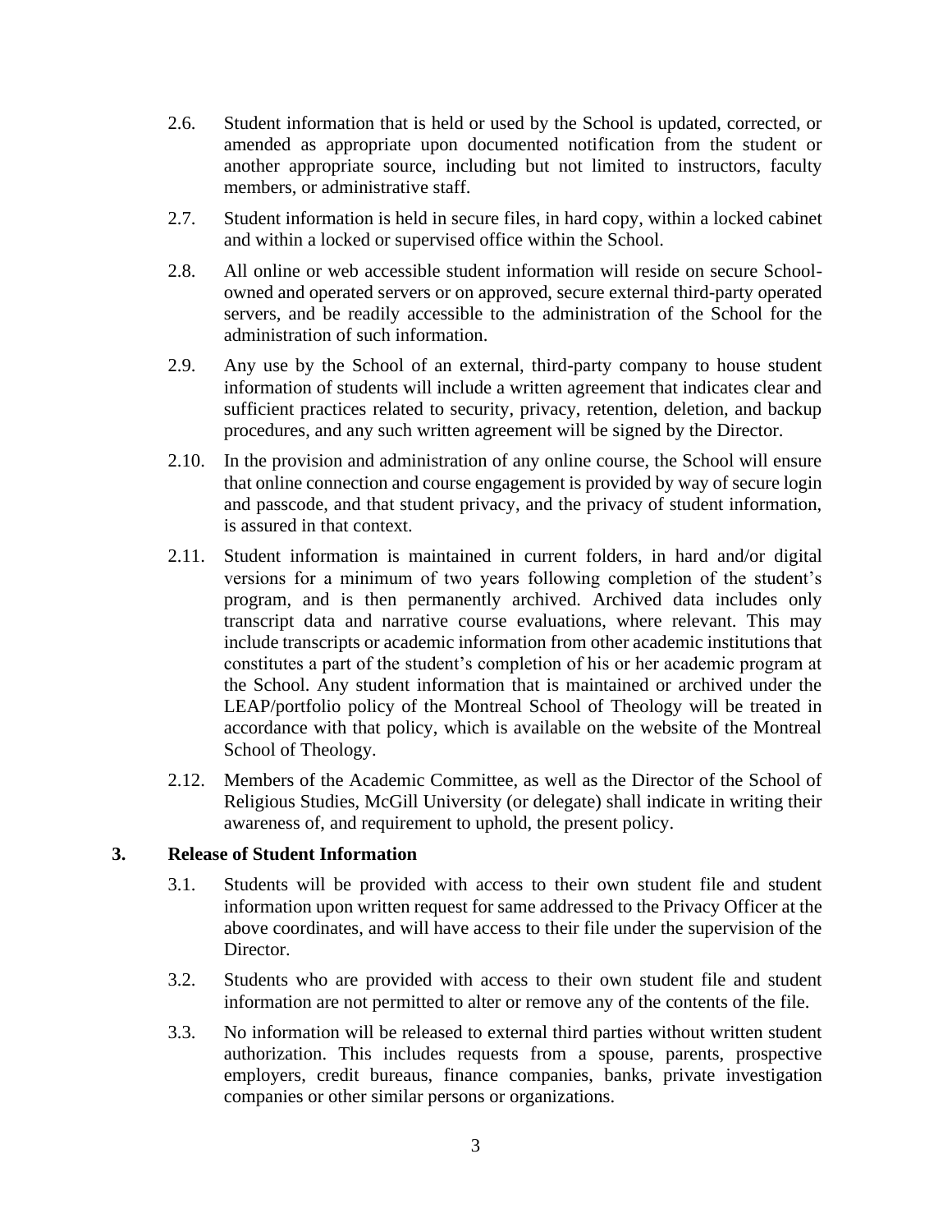2.6. Student information that is held or used by the School is updated, corrected, or amended as appropriate upon documented notification from the student or another appropriate source, including but not limited to instructors, faculty members, or administrative staff.

2.7. Student information is held in secure files, in hard copy, within a locked cabinet and within a locked or supervised office within the School.

2.8. All online or web accessible student information will reside on secure School-owned and operated servers or on approved, secure external third-party operated servers, and be readily accessible to the administration of the School for the administration of such information.

2.9. Any use by the School of an external, third-party company to house student information of students will include a written agreement that indicates clear and sufficient practices related to security, privacy, retention, deletion, and backup procedures, and any such written agreement will be signed by the Director.

2.10. In the provision and administration of any online course, the School will ensure that online connection and course engagement is provided by way of secure login and passcode, and that student privacy, and the privacy of student information, is assured in that context.

2.11. Student information is maintained in current folders, in hard and/or digital versions for a minimum of two years following completion of the student's program, and is then permanently archived. Archived data includes only transcript data and narrative course evaluations, where relevant. This may include transcripts or academic information from other academic institutions that constitutes a part of the student's completion of his or her academic program at the School. Any student information that is maintained or archived under the LEAP/portfolio policy of the Montreal School of Theology will be treated in accordance with that policy, which is available on the website of the Montreal School of Theology.

2.12. Members of the Academic Committee, as well as the Director of the School of Religious Studies, McGill University (or delegate) shall indicate in writing their awareness of, and requirement to uphold, the present policy.

## 3. Release of Student Information

3.1. Students will be provided with access to their own student file and student information upon written request for same addressed to the Privacy Officer at the above coordinates, and will have access to their file under the supervision of the Director.

3.2. Students who are provided with access to their own student file and student information are not permitted to alter or remove any of the contents of the file.

3.3. No information will be released to external third parties without written student authorization. This includes requests from a spouse, parents, prospective employers, credit bureaus, finance companies, banks, private investigation companies or other similar persons or organizations.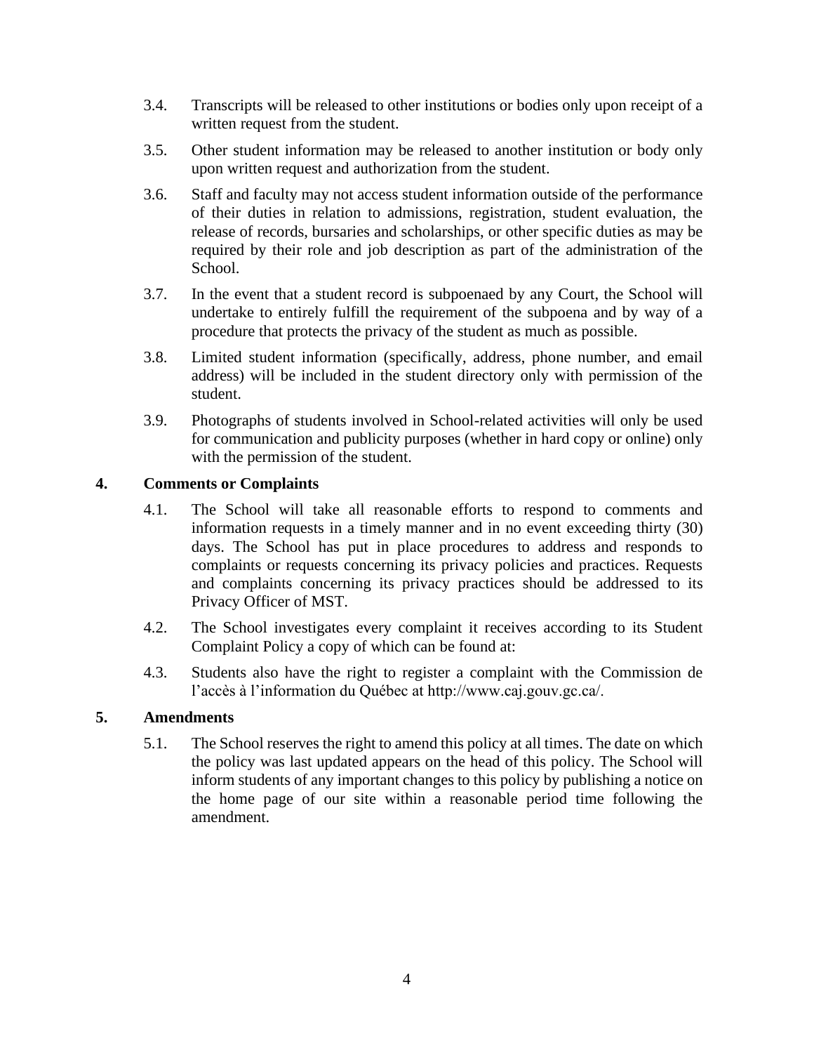3.4. Transcripts will be released to other institutions or bodies only upon receipt of a written request from the student.

3.5. Other student information may be released to another institution or body only upon written request and authorization from the student.

3.6. Staff and faculty may not access student information outside of the performance of their duties in relation to admissions, registration, student evaluation, the release of records, bursaries and scholarships, or other specific duties as may be required by their role and job description as part of the administration of the School.

3.7. In the event that a student record is subpoenaed by any Court, the School will undertake to entirely fulfill the requirement of the subpoena and by way of a procedure that protects the privacy of the student as much as possible.

3.8. Limited student information (specifically, address, phone number, and email address) will be included in the student directory only with permission of the student.

3.9. Photographs of students involved in School-related activities will only be used for communication and publicity purposes (whether in hard copy or online) only with the permission of the student.

## 4. Comments or Complaints

4.1. The School will take all reasonable efforts to respond to comments and information requests in a timely manner and in no event exceeding thirty (30) days. The School has put in place procedures to address and responds to complaints or requests concerning its privacy policies and practices. Requests and complaints concerning its privacy practices should be addressed to its Privacy Officer of MST.

4.2. The School investigates every complaint it receives according to its Student Complaint Policy a copy of which can be found at:

4.3. Students also have the right to register a complaint with the Commission de l'accès à l'information du Québec at http://www.caj.gouv.gc.ca/.

## 5. Amendments

5.1. The School reserves the right to amend this policy at all times. The date on which the policy was last updated appears on the head of this policy. The School will inform students of any important changes to this policy by publishing a notice on the home page of our site within a reasonable period time following the amendment.